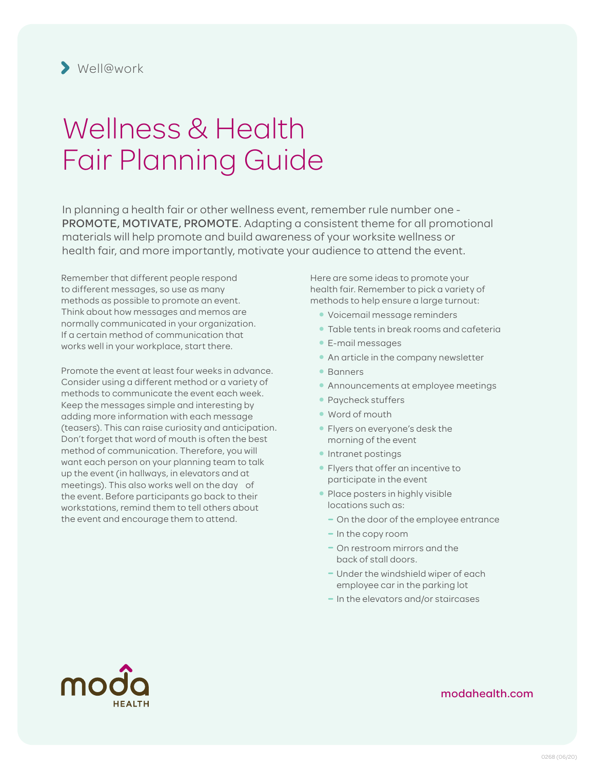Well@work

# Wellness & Health Fair Planning Guide

In planning a health fair or other wellness event, remember rule number one - **PROMOTE, MOTIVATE, PROMOTE**. Adapting a consistent theme for all promotional materials will help promote and build awareness of your worksite wellness or health fair, and more importantly, motivate your audience to attend the event.

Remember that different people respond to different messages, so use as many methods as possible to promote an event. Think about how messages and memos are normally communicated in your organization. If a certain method of communication that works well in your workplace, start there.

Promote the event at least four weeks in advance. Consider using a different method or a variety of methods to communicate the event each week. Keep the messages simple and interesting by adding more information with each message (teasers). This can raise curiosity and anticipation. Don't forget that word of mouth is often the best method of communication. Therefore, you will want each person on your planning team to talk up the event (in hallways, in elevators and at meetings). This also works well on the day of the event. Before participants go back to their workstations, remind them to tell others about the event and encourage them to attend.

Here are some ideas to promote your health fair. Remember to pick a variety of methods to help ensure a large turnout:

- Voicemail message reminders
- Table tents in break rooms and cafeteria
- E-mail messages
- An article in the company newsletter
- Banners
- Announcements at employee meetings
- Paycheck stuffers
- Word of mouth
- Flyers on everyone's desk the morning of the event
- Intranet postings
- Flyers that offer an incentive to participate in the event
- Place posters in highly visible locations such as:
  - On the door of the employee entrance
  - In the copy room
  - On restroom mirrors and the back of stall doors.
  - Under the windshield wiper of each employee car in the parking lot
  - In the elevators and/or staircases

moda HEALTH

modahealth.com

0268 (06/20)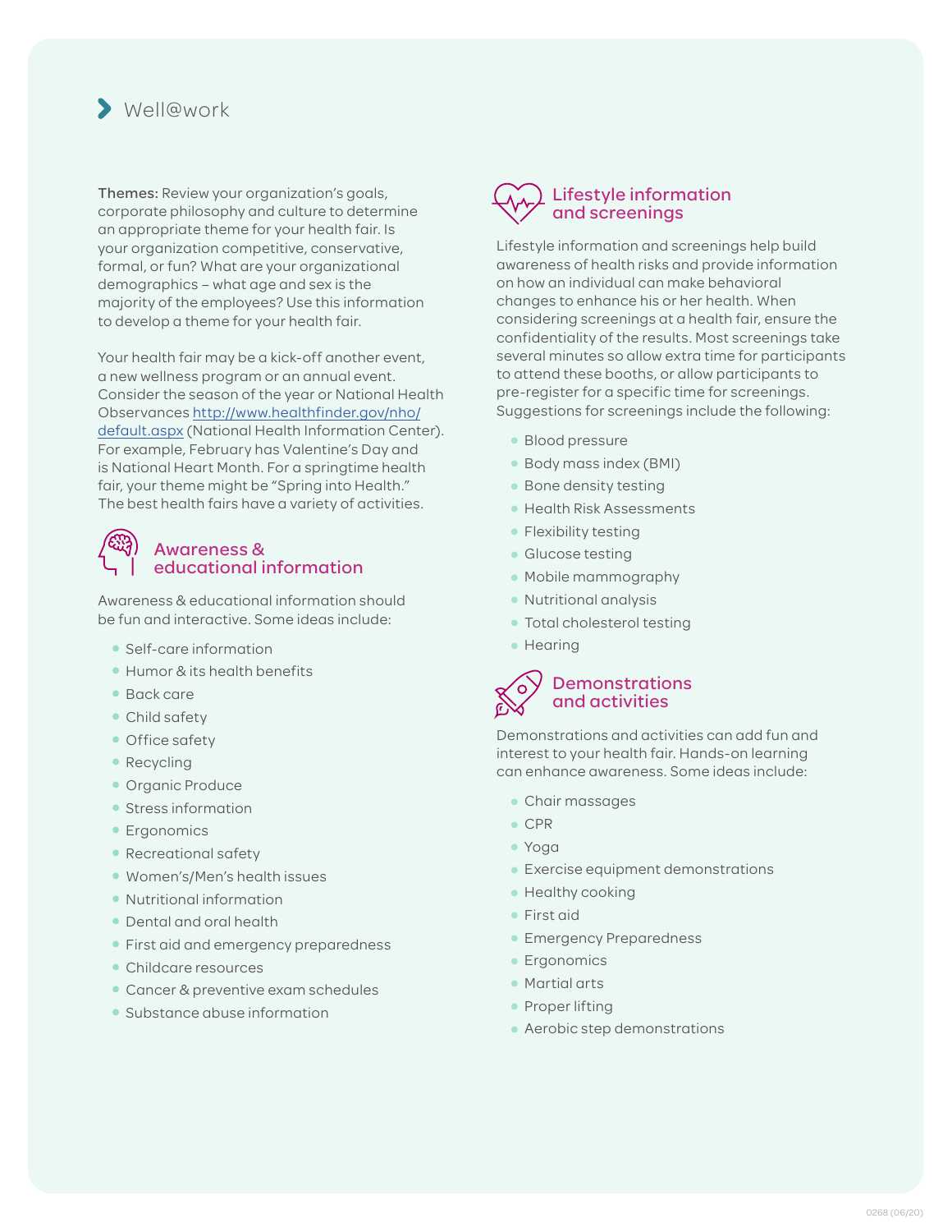Well@work

**Themes:** Review your organization's goals, corporate philosophy and culture to determine an appropriate theme for your health fair. Is your organization competitive, conservative, formal, or fun? What are your organizational demographics – what age and sex is the majority of the employees? Use this information to develop a theme for your health fair.

Your health fair may be a kick-off another event, a new wellness program or an annual event. Consider the season of the year or National Health Observances http://www.healthfinder.gov/nho/default.aspx (National Health Information Center). For example, February has Valentine's Day and is National Heart Month. For a springtime health fair, your theme might be "Spring into Health." The best health fairs have a variety of activities.

## Awareness & educational information

Awareness & educational information should be fun and interactive. Some ideas include:

- Self-care information
- Humor & its health benefits
- Back care
- Child safety
- Office safety
- Recycling
- Organic Produce
- Stress information
- Ergonomics
- Recreational safety
- Women's/Men's health issues
- Nutritional information
- Dental and oral health
- First aid and emergency preparedness
- Childcare resources
- Cancer & preventive exam schedules
- Substance abuse information

## Lifestyle information and screenings

Lifestyle information and screenings help build awareness of health risks and provide information on how an individual can make behavioral changes to enhance his or her health. When considering screenings at a health fair, ensure the confidentiality of the results. Most screenings take several minutes so allow extra time for participants to attend these booths, or allow participants to pre-register for a specific time for screenings. Suggestions for screenings include the following:

- Blood pressure
- Body mass index (BMI)
- Bone density testing
- Health Risk Assessments
- Flexibility testing
- Glucose testing
- Mobile mammography
- Nutritional analysis
- Total cholesterol testing
- Hearing

## Demonstrations and activities

Demonstrations and activities can add fun and interest to your health fair. Hands-on learning can enhance awareness. Some ideas include:

- Chair massages
- CPR
- Yoga
- Exercise equipment demonstrations
- Healthy cooking
- First aid
- Emergency Preparedness
- Ergonomics
- Martial arts
- Proper lifting
- Aerobic step demonstrations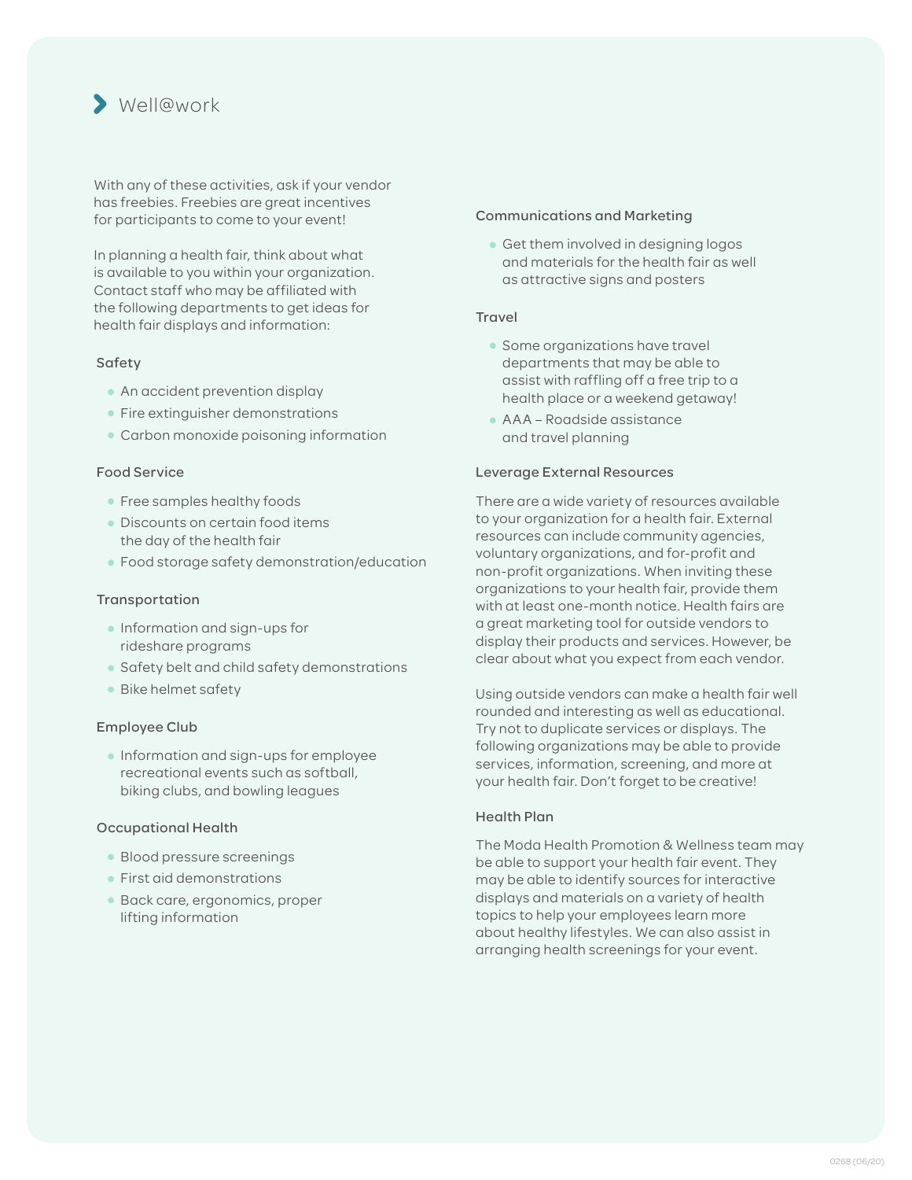With any of these activities, ask if your vendor has freebies. Freebies are great incentives for participants to come to your event!

In planning a health fair, think about what is available to you within your organization. Contact staff who may be affiliated with the following departments to get ideas for health fair displays and information:

### Safety

- An accident prevention display
- Fire extinguisher demonstrations
- Carbon monoxide poisoning information

### Food Service

- Free samples healthy foods
- Discounts on certain food items the day of the health fair
- Food storage safety demonstration/education

### Transportation

- Information and sign-ups for rideshare programs
- Safety belt and child safety demonstrations
- Bike helmet safety

### Employee Club

- Information and sign-ups for employee recreational events such as softball, biking clubs, and bowling leagues

### Occupational Health

- Blood pressure screenings
- First aid demonstrations
- Back care, ergonomics, proper lifting information

### Communications and Marketing

- Get them involved in designing logos and materials for the health fair as well as attractive signs and posters

### Travel

- Some organizations have travel departments that may be able to assist with raffling off a free trip to a health place or a weekend getaway!
- AAA – Roadside assistance and travel planning

### Leverage External Resources

There are a wide variety of resources available to your organization for a health fair. External resources can include community agencies, voluntary organizations, and for-profit and non-profit organizations. When inviting these organizations to your health fair, provide them with at least one-month notice. Health fairs are a great marketing tool for outside vendors to display their products and services. However, be clear about what you expect from each vendor.

Using outside vendors can make a health fair well rounded and interesting as well as educational. Try not to duplicate services or displays. The following organizations may be able to provide services, information, screening, and more at your health fair. Don't forget to be creative!

### Health Plan

The Moda Health Promotion & Wellness team may be able to support your health fair event. They may be able to identify sources for interactive displays and materials on a variety of health topics to help your employees learn more about healthy lifestyles. We can also assist in arranging health screenings for your event.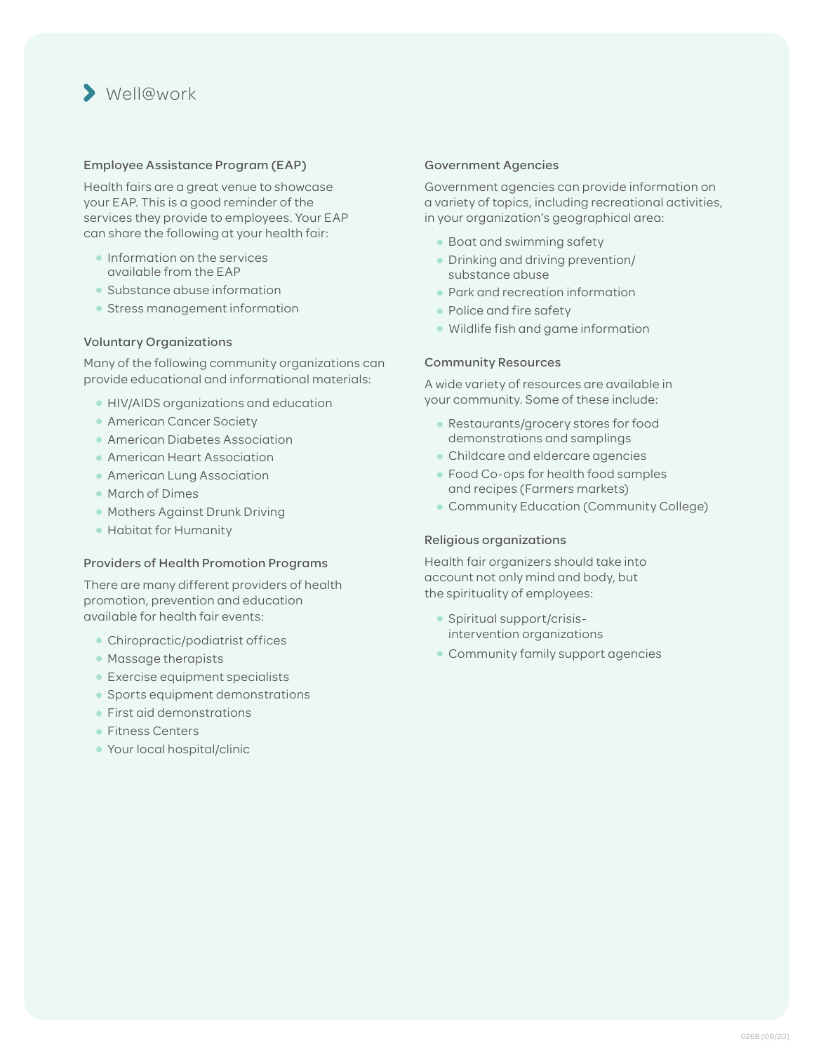## Employee Assistance Program (EAP)

Health fairs are a great venue to showcase your EAP. This is a good reminder of the services they provide to employees. Your EAP can share the following at your health fair:

- Information on the services available from the EAP
- Substance abuse information
- Stress management information

## Voluntary Organizations

Many of the following community organizations can provide educational and informational materials:

- HIV/AIDS organizations and education
- American Cancer Society
- American Diabetes Association
- American Heart Association
- American Lung Association
- March of Dimes
- Mothers Against Drunk Driving
- Habitat for Humanity

## Providers of Health Promotion Programs

There are many different providers of health promotion, prevention and education available for health fair events:

- Chiropractic/podiatrist offices
- Massage therapists
- Exercise equipment specialists
- Sports equipment demonstrations
- First aid demonstrations
- Fitness Centers
- Your local hospital/clinic

## Government Agencies

Government agencies can provide information on a variety of topics, including recreational activities, in your organization's geographical area:

- Boat and swimming safety
- Drinking and driving prevention/ substance abuse
- Park and recreation information
- Police and fire safety
- Wildlife fish and game information

## Community Resources

A wide variety of resources are available in your community. Some of these include:

- Restaurants/grocery stores for food demonstrations and samplings
- Childcare and eldercare agencies
- Food Co-ops for health food samples and recipes (Farmers markets)
- Community Education (Community College)

## Religious organizations

Health fair organizers should take into account not only mind and body, but the spirituality of employees:

- Spiritual support/crisis-intervention organizations
- Community family support agencies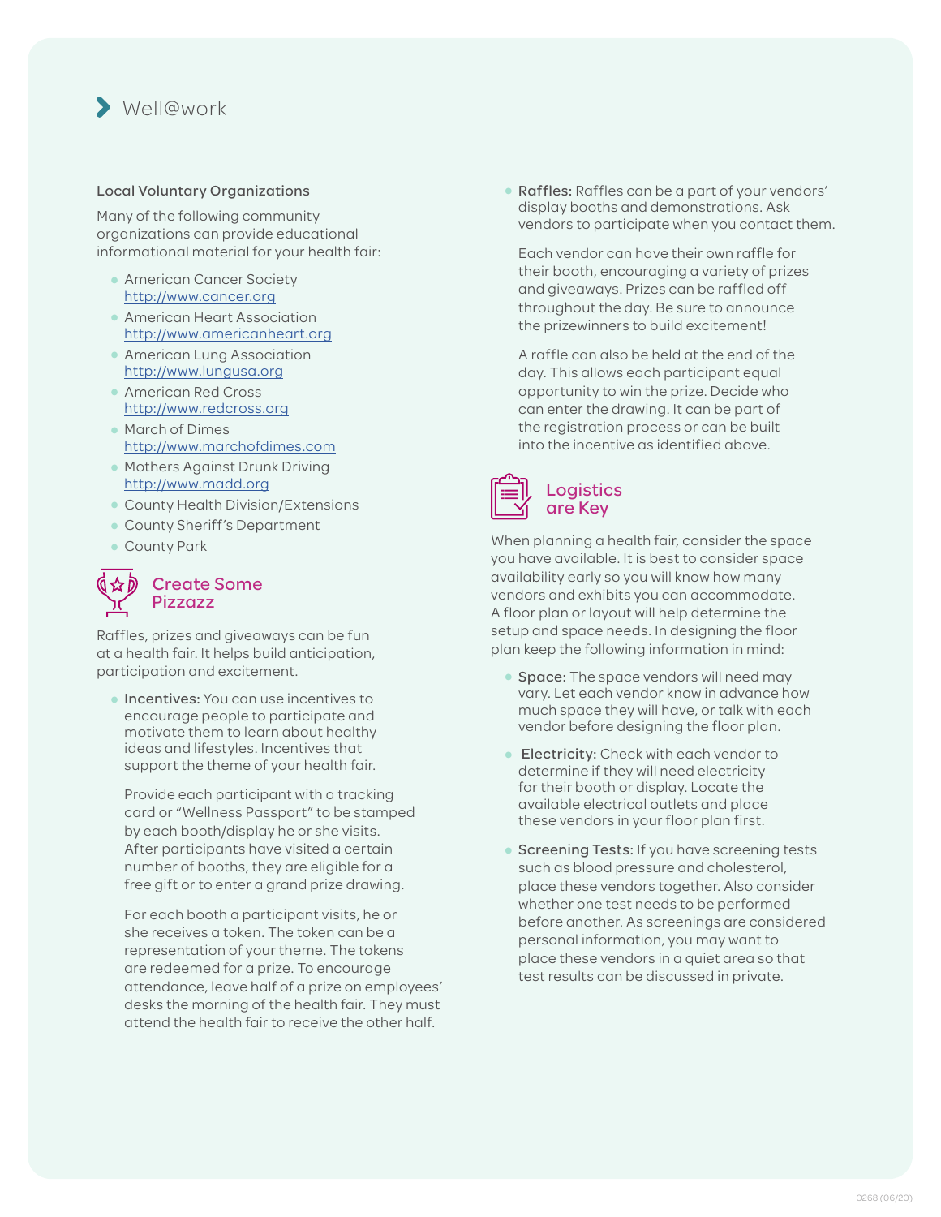### Local Voluntary Organizations

Many of the following community organizations can provide educational informational material for your health fair:

- American Cancer Society http://www.cancer.org
- American Heart Association http://www.americanheart.org
- American Lung Association http://www.lungusa.org
- American Red Cross http://www.redcross.org
- March of Dimes http://www.marchofdimes.com
- Mothers Against Drunk Driving http://www.madd.org
- County Health Division/Extensions
- County Sheriff's Department
- County Park

## Create Some Pizzazz

Raffles, prizes and giveaways can be fun at a health fair. It helps build anticipation, participation and excitement.

- **Incentives:** You can use incentives to encourage people to participate and motivate them to learn about healthy ideas and lifestyles. Incentives that support the theme of your health fair.

  Provide each participant with a tracking card or "Wellness Passport" to be stamped by each booth/display he or she visits. After participants have visited a certain number of booths, they are eligible for a free gift or to enter a grand prize drawing.

  For each booth a participant visits, he or she receives a token. The token can be a representation of your theme. The tokens are redeemed for a prize. To encourage attendance, leave half of a prize on employees' desks the morning of the health fair. They must attend the health fair to receive the other half.

- **Raffles:** Raffles can be a part of your vendors' display booths and demonstrations. Ask vendors to participate when you contact them.

  Each vendor can have their own raffle for their booth, encouraging a variety of prizes and giveaways. Prizes can be raffled off throughout the day. Be sure to announce the prizewinners to build excitement!

  A raffle can also be held at the end of the day. This allows each participant equal opportunity to win the prize. Decide who can enter the drawing. It can be part of the registration process or can be built into the incentive as identified above.

## Logistics are Key

When planning a health fair, consider the space you have available. It is best to consider space availability early so you will know how many vendors and exhibits you can accommodate. A floor plan or layout will help determine the setup and space needs. In designing the floor plan keep the following information in mind:

- **Space:** The space vendors will need may vary. Let each vendor know in advance how much space they will have, or talk with each vendor before designing the floor plan.
- **Electricity:** Check with each vendor to determine if they will need electricity for their booth or display. Locate the available electrical outlets and place these vendors in your floor plan first.
- **Screening Tests:** If you have screening tests such as blood pressure and cholesterol, place these vendors together. Also consider whether one test needs to be performed before another. As screenings are considered personal information, you may want to place these vendors in a quiet area so that test results can be discussed in private.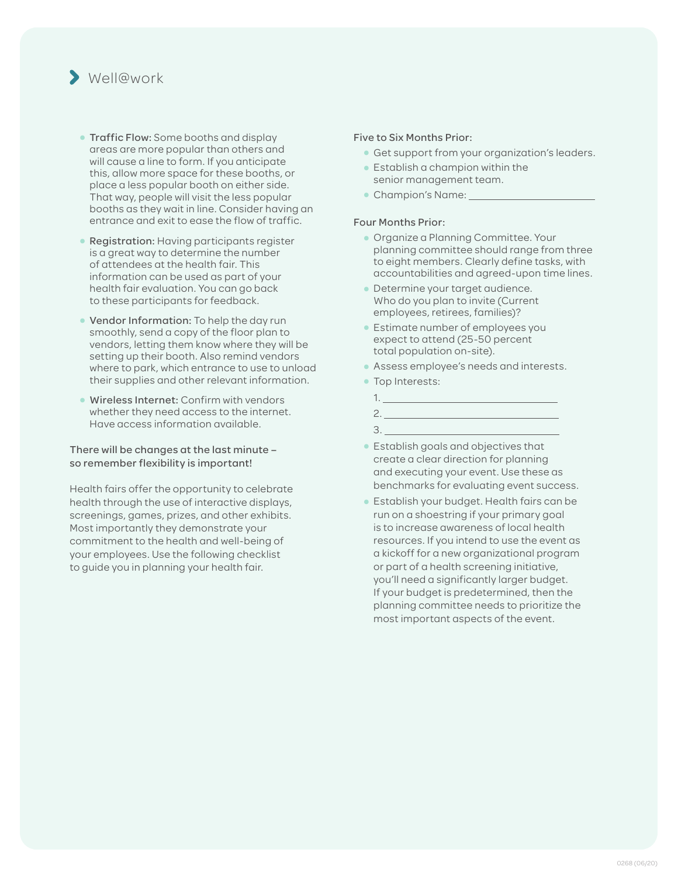- **Traffic Flow:** Some booths and display areas are more popular than others and will cause a line to form. If you anticipate this, allow more space for these booths, or place a less popular booth on either side. That way, people will visit the less popular booths as they wait in line. Consider having an entrance and exit to ease the flow of traffic.
- **Registration:** Having participants register is a great way to determine the number of attendees at the health fair. This information can be used as part of your health fair evaluation. You can go back to these participants for feedback.
- **Vendor Information:** To help the day run smoothly, send a copy of the floor plan to vendors, letting them know where they will be setting up their booth. Also remind vendors where to park, which entrance to use to unload their supplies and other relevant information.
- **Wireless Internet:** Confirm with vendors whether they need access to the internet. Have access information available.

**There will be changes at the last minute – so remember flexibility is important!**

Health fairs offer the opportunity to celebrate health through the use of interactive displays, screenings, games, prizes, and other exhibits. Most importantly they demonstrate your commitment to the health and well-being of your employees. Use the following checklist to guide you in planning your health fair.

**Five to Six Months Prior:**

- Get support from your organization's leaders.
- Establish a champion within the senior management team.
- Champion's Name: ______________________

**Four Months Prior:**

- Organize a Planning Committee. Your planning committee should range from three to eight members. Clearly define tasks, with accountabilities and agreed-upon time lines.
- Determine your target audience. Who do you plan to invite (Current employees, retirees, families)?
- Estimate number of employees you expect to attend (25-50 percent total population on-site).
- Assess employee's needs and interests.
- Top Interests:
  1. ______________________________
  2. ______________________________
  3. ______________________________
- Establish goals and objectives that create a clear direction for planning and executing your event. Use these as benchmarks for evaluating event success.
- Establish your budget. Health fairs can be run on a shoestring if your primary goal is to increase awareness of local health resources. If you intend to use the event as a kickoff for a new organizational program or part of a health screening initiative, you'll need a significantly larger budget. If your budget is predetermined, then the planning committee needs to prioritize the most important aspects of the event.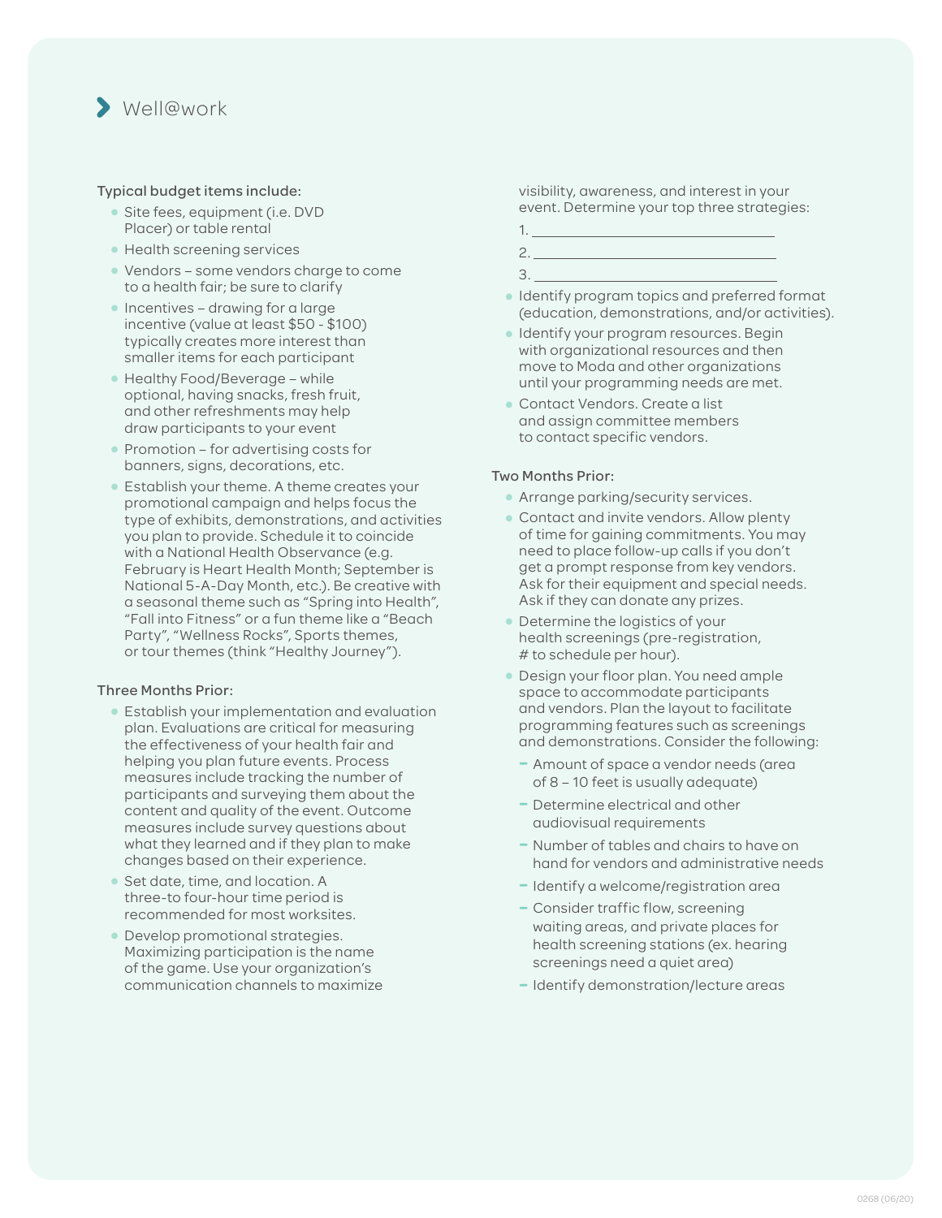Well@work

Typical budget items include:

- Site fees, equipment (i.e. DVD Placer) or table rental
- Health screening services
- Vendors – some vendors charge to come to a health fair; be sure to clarify
- Incentives – drawing for a large incentive (value at least $50 - $100) typically creates more interest than smaller items for each participant
- Healthy Food/Beverage – while optional, having snacks, fresh fruit, and other refreshments may help draw participants to your event
- Promotion – for advertising costs for banners, signs, decorations, etc.
- Establish your theme. A theme creates your promotional campaign and helps focus the type of exhibits, demonstrations, and activities you plan to provide. Schedule it to coincide with a National Health Observance (e.g. February is Heart Health Month; September is National 5-A-Day Month, etc.). Be creative with a seasonal theme such as "Spring into Health", "Fall into Fitness" or a fun theme like a "Beach Party", "Wellness Rocks", Sports themes, or tour themes (think "Healthy Journey").

Three Months Prior:

- Establish your implementation and evaluation plan. Evaluations are critical for measuring the effectiveness of your health fair and helping you plan future events. Process measures include tracking the number of participants and surveying them about the content and quality of the event. Outcome measures include survey questions about what they learned and if they plan to make changes based on their experience.
- Set date, time, and location. A three-to four-hour time period is recommended for most worksites.
- Develop promotional strategies. Maximizing participation is the name of the game. Use your organization's communication channels to maximize visibility, awareness, and interest in your event. Determine your top three strategies:
  1. ________________________________
  2. ________________________________
  3. ________________________________
- Identify program topics and preferred format (education, demonstrations, and/or activities).
- Identify your program resources. Begin with organizational resources and then move to Moda and other organizations until your programming needs are met.
- Contact Vendors. Create a list and assign committee members to contact specific vendors.

Two Months Prior:

- Arrange parking/security services.
- Contact and invite vendors. Allow plenty of time for gaining commitments. You may need to place follow-up calls if you don't get a prompt response from key vendors. Ask for their equipment and special needs. Ask if they can donate any prizes.
- Determine the logistics of your health screenings (pre-registration, # to schedule per hour).
- Design your floor plan. You need ample space to accommodate participants and vendors. Plan the layout to facilitate programming features such as screenings and demonstrations. Consider the following:
  - Amount of space a vendor needs (area of 8 – 10 feet is usually adequate)
  - Determine electrical and other audiovisual requirements
  - Number of tables and chairs to have on hand for vendors and administrative needs
  - Identify a welcome/registration area
  - Consider traffic flow, screening waiting areas, and private places for health screening stations (ex. hearing screenings need a quiet area)
  - Identify demonstration/lecture areas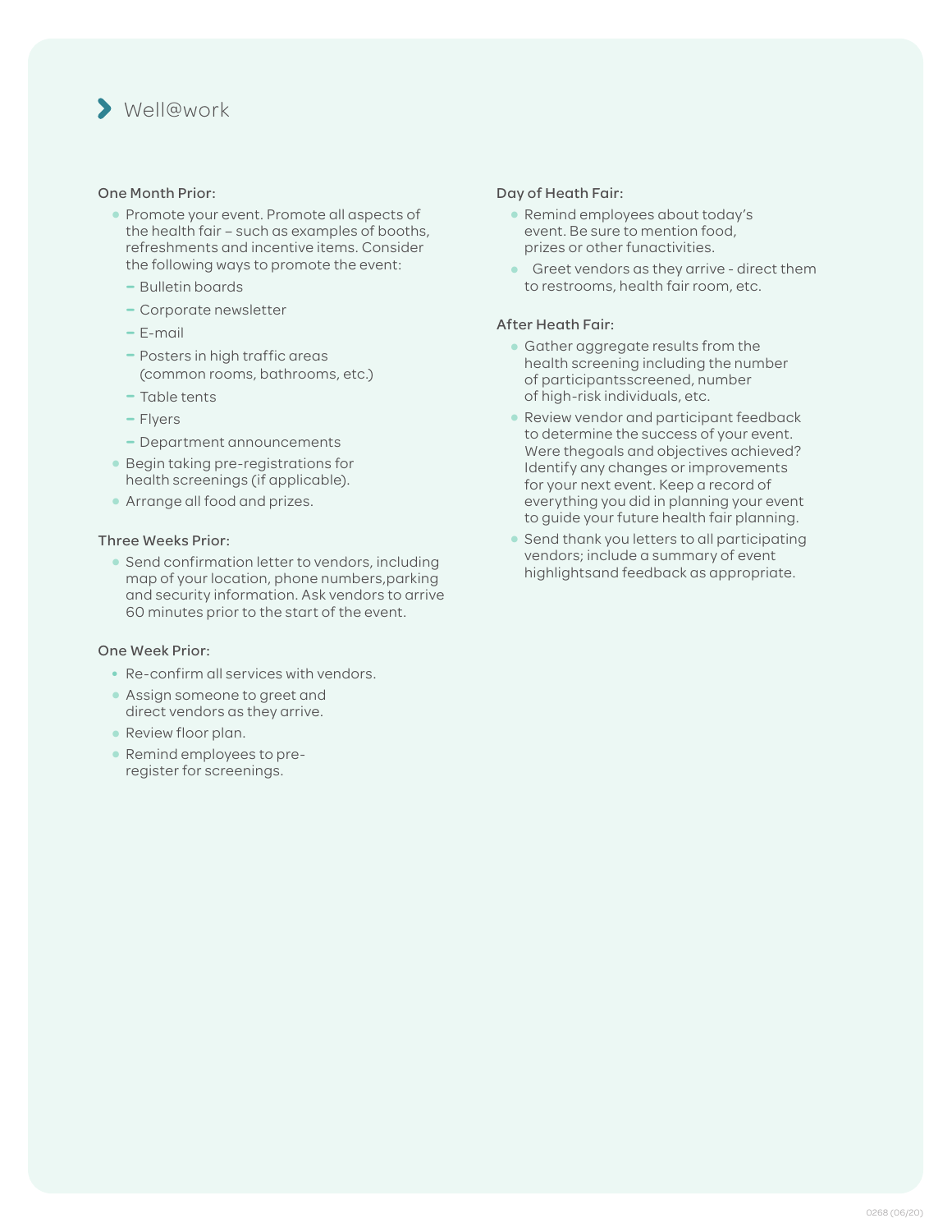Well@work

### One Month Prior:

- Promote your event. Promote all aspects of the health fair – such as examples of booths, refreshments and incentive items. Consider the following ways to promote the event:
  - Bulletin boards
  - Corporate newsletter
  - E-mail
  - Posters in high traffic areas (common rooms, bathrooms, etc.)
  - Table tents
  - Flyers
  - Department announcements
- Begin taking pre-registrations for health screenings (if applicable).
- Arrange all food and prizes.

### Three Weeks Prior:

- Send confirmation letter to vendors, including map of your location, phone numbers,parking and security information. Ask vendors to arrive 60 minutes prior to the start of the event.

### One Week Prior:

- Re-confirm all services with vendors.
- Assign someone to greet and direct vendors as they arrive.
- Review floor plan.
- Remind employees to pre-register for screenings.

### Day of Heath Fair:

- Remind employees about today's event. Be sure to mention food, prizes or other funactivities.
- Greet vendors as they arrive - direct them to restrooms, health fair room, etc.

### After Heath Fair:

- Gather aggregate results from the health screening including the number of participantsscreened, number of high-risk individuals, etc.
- Review vendor and participant feedback to determine the success of your event. Were thegoals and objectives achieved? Identify any changes or improvements for your next event. Keep a record of everything you did in planning your event to guide your future health fair planning.
- Send thank you letters to all participating vendors; include a summary of event highlightsand feedback as appropriate.

0268 (06/20)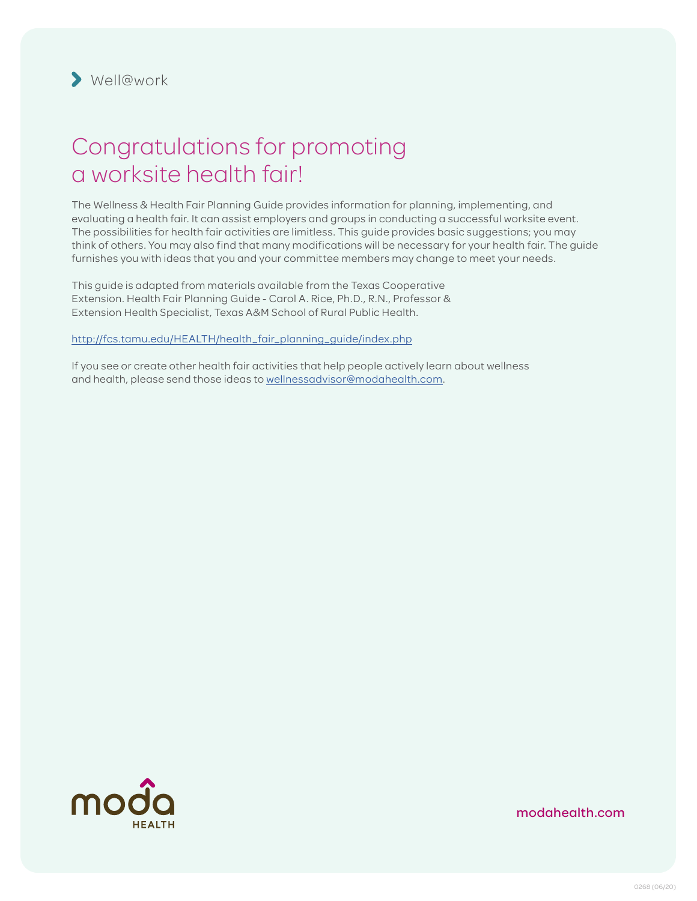Well@work

# Congratulations for promoting a worksite health fair!

The Wellness & Health Fair Planning Guide provides information for planning, implementing, and evaluating a health fair. It can assist employers and groups in conducting a successful worksite event. The possibilities for health fair activities are limitless. This guide provides basic suggestions; you may think of others. You may also find that many modifications will be necessary for your health fair. The guide furnishes you with ideas that you and your committee members may change to meet your needs.

This guide is adapted from materials available from the Texas Cooperative Extension. Health Fair Planning Guide - Carol A. Rice, Ph.D., R.N., Professor & Extension Health Specialist, Texas A&M School of Rural Public Health.

http://fcs.tamu.edu/HEALTH/health_fair_planning_guide/index.php

If you see or create other health fair activities that help people actively learn about wellness and health, please send those ideas to wellnessadvisor@modahealth.com.

moda HEALTH

modahealth.com

0268 (06/20)